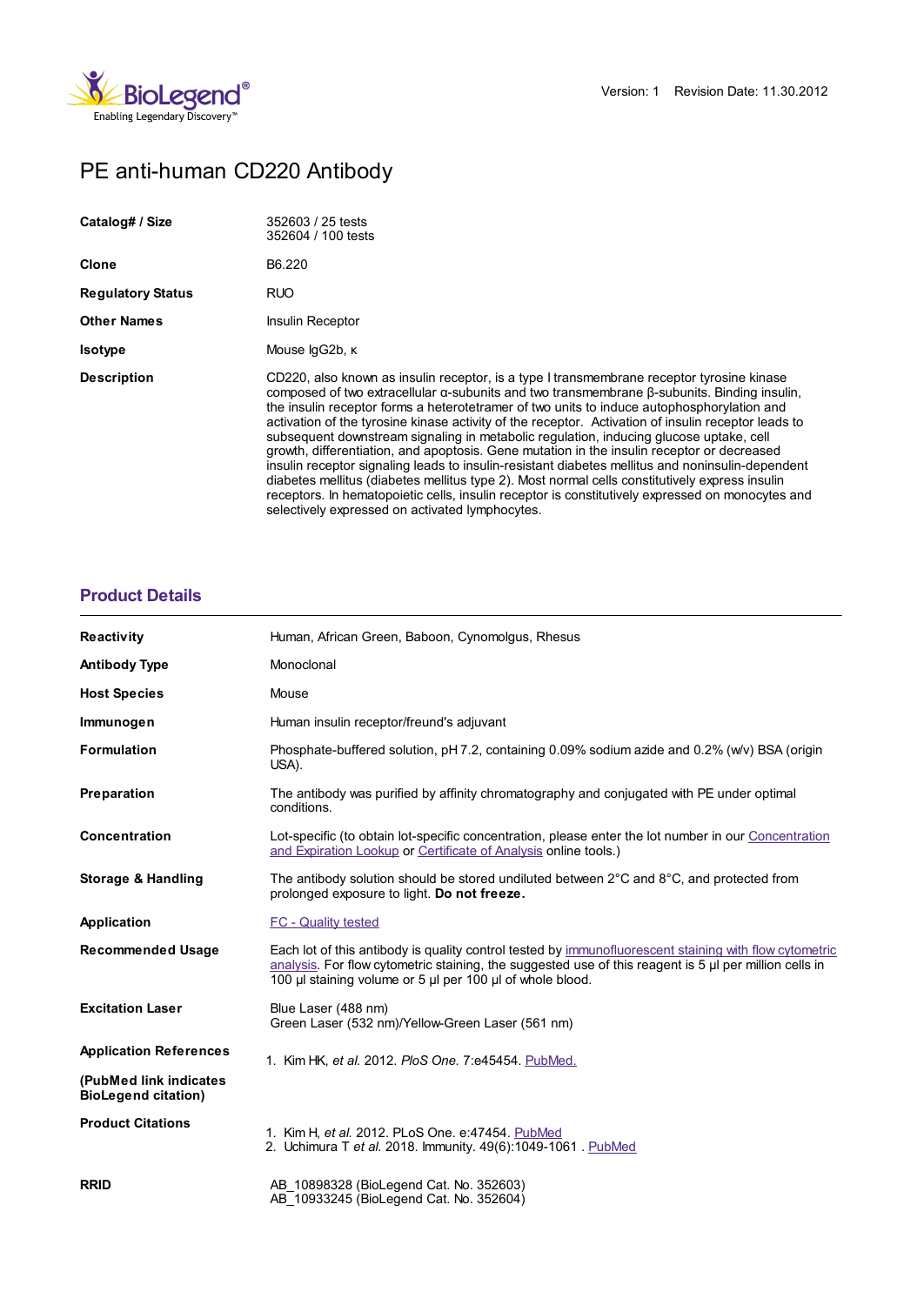Version: 1 Revision Date: 11.30.2012

# PE anti-human CD220 Antibody

| | |
|---|---|
| **Catalog# / Size** | 352603 / 25 tests<br>352604 / 100 tests |
| **Clone** | B6.220 |
| **Regulatory Status** | RUO |
| **Other Names** | Insulin Receptor |
| **Isotype** | Mouse IgG2b, κ |
| **Description** | CD220, also known as insulin receptor, is a type I transmembrane receptor tyrosine kinase composed of two extracellular α-subunits and two transmembrane β-subunits. Binding insulin, the insulin receptor forms a heterotetramer of two units to induce autophosphorylation and activation of the tyrosine kinase activity of the receptor. Activation of insulin receptor leads to subsequent downstream signaling in metabolic regulation, inducing glucose uptake, cell growth, differentiation, and apoptosis. Gene mutation in the insulin receptor or decreased insulin receptor signaling leads to insulin-resistant diabetes mellitus and noninsulin-dependent diabetes mellitus (diabetes mellitus type 2). Most normal cells constitutively express insulin receptors. In hematopoietic cells, insulin receptor is constitutively expressed on monocytes and selectively expressed on activated lymphocytes. |

## Product Details

| | |
|---|---|
| **Reactivity** | Human, African Green, Baboon, Cynomolgus, Rhesus |
| **Antibody Type** | Monoclonal |
| **Host Species** | Mouse |
| **Immunogen** | Human insulin receptor/freund's adjuvant |
| **Formulation** | Phosphate-buffered solution, pH 7.2, containing 0.09% sodium azide and 0.2% (w/v) BSA (origin USA). |
| **Preparation** | The antibody was purified by affinity chromatography and conjugated with PE under optimal conditions. |
| **Concentration** | Lot-specific (to obtain lot-specific concentration, please enter the lot number in our Concentration and Expiration Lookup or Certificate of Analysis online tools.) |
| **Storage & Handling** | The antibody solution should be stored undiluted between 2°C and 8°C, and protected from prolonged exposure to light. **Do not freeze.** |
| **Application** | FC - Quality tested |
| **Recommended Usage** | Each lot of this antibody is quality control tested by immunofluorescent staining with flow cytometric analysis. For flow cytometric staining, the suggested use of this reagent is 5 µl per million cells in 100 µl staining volume or 5 µl per 100 µl of whole blood. |
| **Excitation Laser** | Blue Laser (488 nm)<br>Green Laser (532 nm)/Yellow-Green Laser (561 nm) |
| **Application References**<br><br>**(PubMed link indicates BioLegend citation)** | 1. Kim HK, *et al.* 2012. *PloS One.* 7:e45454. PubMed. |
| **Product Citations** | 1. Kim H, *et al.* 2012. PLoS One. e:47454. PubMed<br>2. Uchimura T *et al.* 2018. Immunity. 49(6):1049-1061 . PubMed |
| **RRID** | AB_10898328 (BioLegend Cat. No. 352603)<br>AB_10933245 (BioLegend Cat. No. 352604) |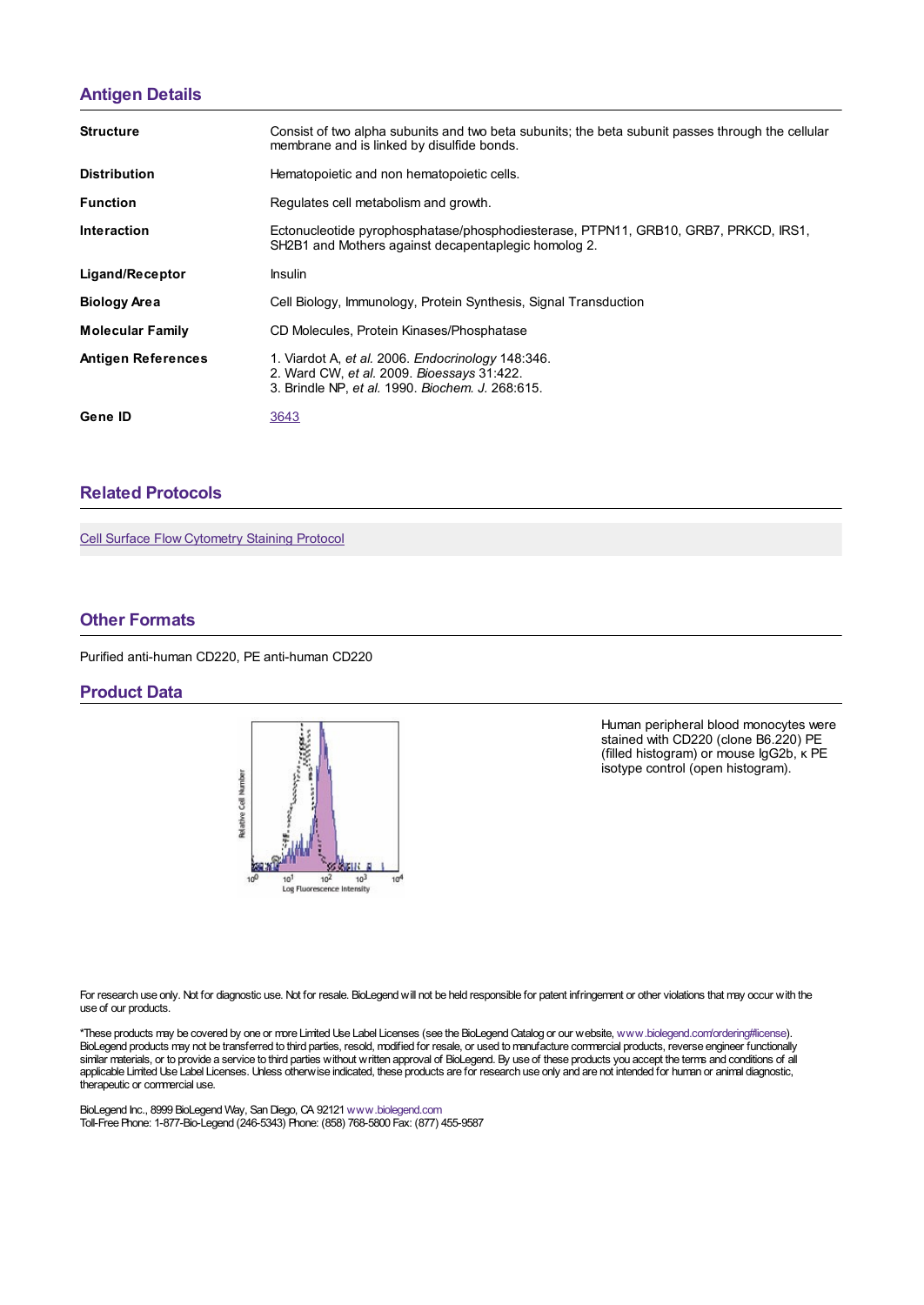## Antigen Details

| | |
|---|---|
| **Structure** | Consist of two alpha subunits and two beta subunits; the beta subunit passes through the cellular membrane and is linked by disulfide bonds. |
| **Distribution** | Hematopoietic and non hematopoietic cells. |
| **Function** | Regulates cell metabolism and growth. |
| **Interaction** | Ectonucleotide pyrophosphatase/phosphodiesterase, PTPN11, GRB10, GRB7, PRKCD, IRS1, SH2B1 and Mothers against decapentaplegic homolog 2. |
| **Ligand/Receptor** | Insulin |
| **Biology Area** | Cell Biology, Immunology, Protein Synthesis, Signal Transduction |
| **Molecular Family** | CD Molecules, Protein Kinases/Phosphatase |
| **Antigen References** | 1. Viardot A, *et al.* 2006. *Endocrinology* 148:346.<br>2. Ward CW, *et al.* 2009. *Bioessays* 31:422.<br>3. Brindle NP, *et al.* 1990. *Biochem. J.* 268:615. |
| **Gene ID** | 3643 |

## Related Protocols

Cell Surface Flow Cytometry Staining Protocol

## Other Formats

Purified anti-human CD220, PE anti-human CD220

## Product Data

Relative Cell Number

$10^0$ $10^1$ $10^2$ $10^3$ $10^4$

Log Fluorescence Intensity

Human peripheral blood monocytes were stained with CD220 (clone B6.220) PE (filled histogram) or mouse IgG2b, κ PE isotype control (open histogram).

For research use only. Not for diagnostic use. Not for resale. BioLegend will not be held responsible for patent infringement or other violations that may occur with the use of our products.

*These products may be covered by one or more Limited Use Label Licenses (see the BioLegend Catalog or our website, www.biolegend.com/ordering#license). BioLegend products may not be transferred to third parties, resold, modified for resale, or used to manufacture commercial products, reverse engineer functionally similar materials, or to provide a service to third parties without written approval of BioLegend. By use of these products you accept the terms and conditions of all applicable Limited Use Label Licenses. Unless otherwise indicated, these products are for research use only and are not intended for human or animal diagnostic, therapeutic or commercial use.

BioLegend Inc., 8999 BioLegend Way, San Diego, CA 92121 www.biolegend.com
Toll-Free Phone: 1-877-Bio-Legend (246-5343) Phone: (858) 768-5800 Fax: (877) 455-9587